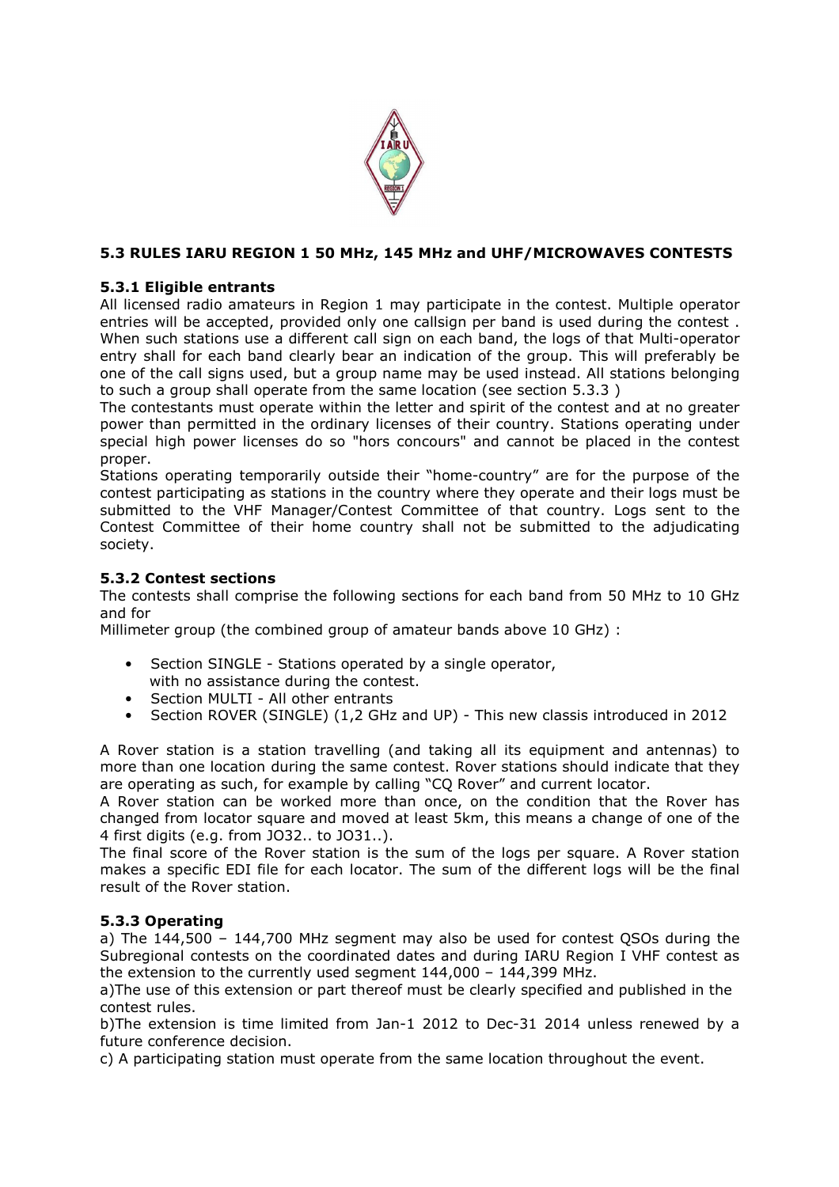## 5.3 RULES IARU REGION 1 50 MHz, 145 MHz and UHF/MICROWAVES CONTESTS

### 5.3.1 Eligible entrants

All licensed radio amateurs in Region 1 may participate in the contest. Multiple operator entries will be accepted, provided only one callsign per band is used during the contest . When such stations use a different call sign on each band, the logs of that Multi-operator entry shall for each band clearly bear an indication of the group. This will preferably be one of the call signs used, but a group name may be used instead. All stations belonging to such a group shall operate from the same location (see section 5.3.3 )

The contestants must operate within the letter and spirit of the contest and at no greater power than permitted in the ordinary licenses of their country. Stations operating under special high power licenses do so "hors concours" and cannot be placed in the contest proper.

Stations operating temporarily outside their “home-country” are for the purpose of the contest participating as stations in the country where they operate and their logs must be submitted to the VHF Manager/Contest Committee of that country. Logs sent to the Contest Committee of their home country shall not be submitted to the adjudicating society.

### 5.3.2 Contest sections

The contests shall comprise the following sections for each band from 50 MHz to 10 GHz and for

Millimeter group (the combined group of amateur bands above 10 GHz) :

- Section SINGLE - Stations operated by a single operator, with no assistance during the contest.
- Section MULTI - All other entrants
- Section ROVER (SINGLE) (1,2 GHz and UP) - This new classis introduced in 2012

A Rover station is a station travelling (and taking all its equipment and antennas) to more than one location during the same contest. Rover stations should indicate that they are operating as such, for example by calling “CQ Rover” and current locator.

A Rover station can be worked more than once, on the condition that the Rover has changed from locator square and moved at least 5km, this means a change of one of the 4 first digits (e.g. from JO32.. to JO31..).

The final score of the Rover station is the sum of the logs per square. A Rover station makes a specific EDI file for each locator. The sum of the different logs will be the final result of the Rover station.

### 5.3.3 Operating

a) The 144,500 – 144,700 MHz segment may also be used for contest QSOs during the Subregional contests on the coordinated dates and during IARU Region I VHF contest as the extension to the currently used segment 144,000 – 144,399 MHz.

a)The use of this extension or part thereof must be clearly specified and published in the contest rules.

b)The extension is time limited from Jan-1 2012 to Dec-31 2014 unless renewed by a future conference decision.

c) A participating station must operate from the same location throughout the event.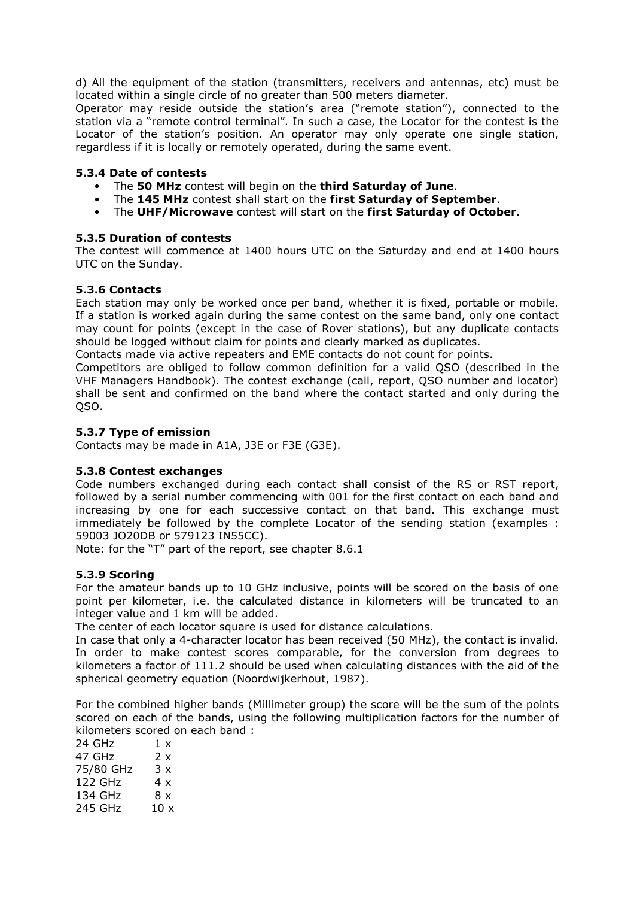d) All the equipment of the station (transmitters, receivers and antennas, etc) must be located within a single circle of no greater than 500 meters diameter.

Operator may reside outside the station's area ("remote station"), connected to the station via a "remote control terminal". In such a case, the Locator for the contest is the Locator of the station's position. An operator may only operate one single station, regardless if it is locally or remotely operated, during the same event.

#### 5.3.4 Date of contests

- The **50 MHz** contest will begin on the **third Saturday of June**.
- The **145 MHz** contest shall start on the **first Saturday of September**.
- The **UHF/Microwave** contest will start on the **first Saturday of October**.

#### 5.3.5 Duration of contests

The contest will commence at 1400 hours UTC on the Saturday and end at 1400 hours UTC on the Sunday.

#### 5.3.6 Contacts

Each station may only be worked once per band, whether it is fixed, portable or mobile. If a station is worked again during the same contest on the same band, only one contact may count for points (except in the case of Rover stations), but any duplicate contacts should be logged without claim for points and clearly marked as duplicates.

Contacts made via active repeaters and EME contacts do not count for points.

Competitors are obliged to follow common definition for a valid QSO (described in the VHF Managers Handbook). The contest exchange (call, report, QSO number and locator) shall be sent and confirmed on the band where the contact started and only during the QSO.

#### 5.3.7 Type of emission

Contacts may be made in A1A, J3E or F3E (G3E).

#### 5.3.8 Contest exchanges

Code numbers exchanged during each contact shall consist of the RS or RST report, followed by a serial number commencing with 001 for the first contact on each band and increasing by one for each successive contact on that band. This exchange must immediately be followed by the complete Locator of the sending station (examples : 59003 JO20DB or 579123 IN55CC).

Note: for the "T" part of the report, see chapter 8.6.1

#### 5.3.9 Scoring

For the amateur bands up to 10 GHz inclusive, points will be scored on the basis of one point per kilometer, i.e. the calculated distance in kilometers will be truncated to an integer value and 1 km will be added.

The center of each locator square is used for distance calculations.

In case that only a 4-character locator has been received (50 MHz), the contact is invalid.

In order to make contest scores comparable, for the conversion from degrees to kilometers a factor of 111.2 should be used when calculating distances with the aid of the spherical geometry equation (Noordwijkerhout, 1987).

For the combined higher bands (Millimeter group) the score will be the sum of the points scored on each of the bands, using the following multiplication factors for the number of kilometers scored on each band :

| | |
|---|---|
| 24 GHz | 1 x |
| 47 GHz | 2 x |
| 75/80 GHz | 3 x |
| 122 GHz | 4 x |
| 134 GHz | 8 x |
| 245 GHz | 10 x |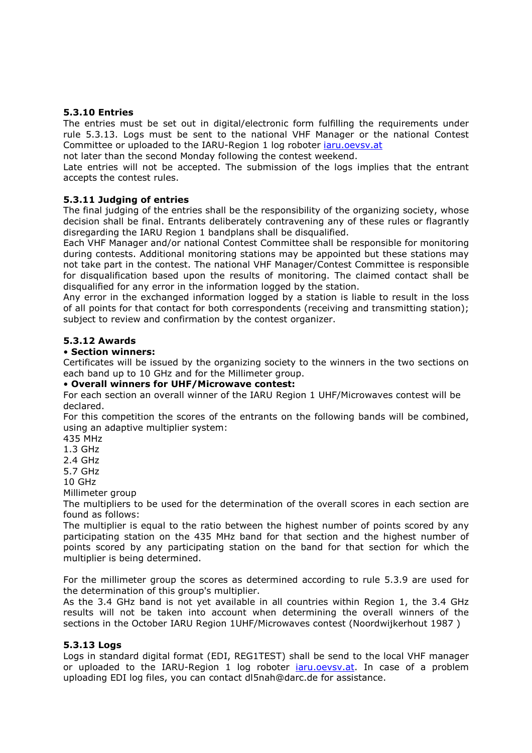### 5.3.10 Entries

The entries must be set out in digital/electronic form fulfilling the requirements under rule 5.3.13. Logs must be sent to the national VHF Manager or the national Contest Committee or uploaded to the IARU-Region 1 log roboter [iaru.oevsv.at](http://iaru.oevsv.at)
not later than the second Monday following the contest weekend.
Late entries will not be accepted. The submission of the logs implies that the entrant accepts the contest rules.

### 5.3.11 Judging of entries

The final judging of the entries shall be the responsibility of the organizing society, whose decision shall be final. Entrants deliberately contravening any of these rules or flagrantly disregarding the IARU Region 1 bandplans shall be disqualified.
Each VHF Manager and/or national Contest Committee shall be responsible for monitoring during contests. Additional monitoring stations may be appointed but these stations may not take part in the contest. The national VHF Manager/Contest Committee is responsible for disqualification based upon the results of monitoring. The claimed contact shall be disqualified for any error in the information logged by the station.
Any error in the exchanged information logged by a station is liable to result in the loss of all points for that contact for both correspondents (receiving and transmitting station); subject to review and confirmation by the contest organizer.

### 5.3.12 Awards

- **Section winners:**

Certificates will be issued by the organizing society to the winners in the two sections on each band up to 10 GHz and for the Millimeter group.

- **Overall winners for UHF/Microwave contest:**

For each section an overall winner of the IARU Region 1 UHF/Microwaves contest will be declared.
For this competition the scores of the entrants on the following bands will be combined, using an adaptive multiplier system:
435 MHz
1.3 GHz
2.4 GHz
5.7 GHz
10 GHz
Millimeter group
The multipliers to be used for the determination of the overall scores in each section are found as follows:
The multiplier is equal to the ratio between the highest number of points scored by any participating station on the 435 MHz band for that section and the highest number of points scored by any participating station on the band for that section for which the multiplier is being determined.

For the millimeter group the scores as determined according to rule 5.3.9 are used for the determination of this group's multiplier.
As the 3.4 GHz band is not yet available in all countries within Region 1, the 3.4 GHz results will not be taken into account when determining the overall winners of the sections in the October IARU Region 1UHF/Microwaves contest (Noordwijkerhout 1987 )

### 5.3.13 Logs

Logs in standard digital format (EDI, REG1TEST) shall be send to the local VHF manager or uploaded to the IARU-Region 1 log roboter [iaru.oevsv.at](http://iaru.oevsv.at). In case of a problem uploading EDI log files, you can contact dl5nah@darc.de for assistance.